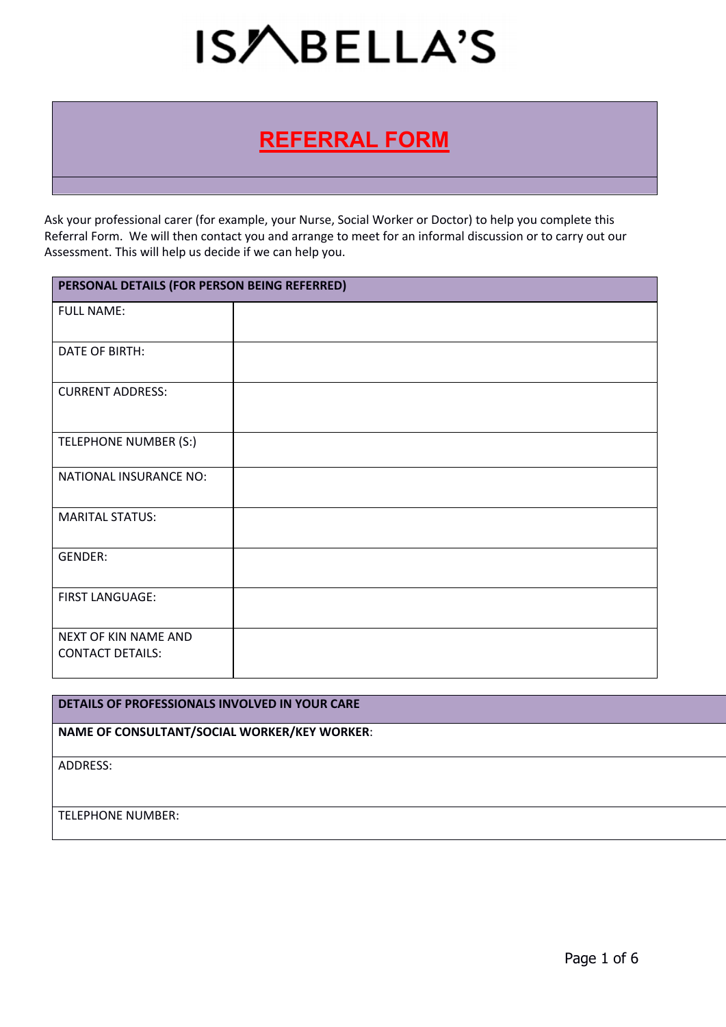# ISABELLA'S

## REFERRAL FORM

Ask your professional carer (for example, your Nurse, Social Worker or Doctor) to help you complete this Referral Form. We will then contact you and arrange to meet for an informal discussion or to carry out our Assessment. This will help us decide if we can help you.

| PERSONAL DETAILS (FOR PERSON BEING REFERRED) | |
|---|---|
| FULL NAME: | |
| DATE OF BIRTH: | |
| CURRENT ADDRESS: | |
| TELEPHONE NUMBER (S:) | |
| NATIONAL INSURANCE NO: | |
| MARITAL STATUS: | |
| GENDER: | |
| FIRST LANGUAGE: | |
| NEXT OF KIN NAME AND CONTACT DETAILS: | |

| DETAILS OF PROFESSIONALS INVOLVED IN YOUR CARE |
|---|
| **NAME OF CONSULTANT/SOCIAL WORKER/KEY WORKER**: |
| ADDRESS: |
| TELEPHONE NUMBER: |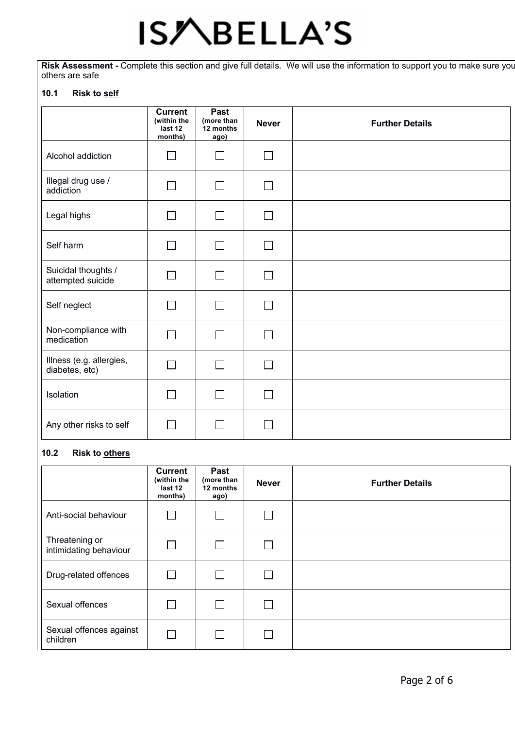# ISABELLA'S

**Risk Assessment -** Complete this section and give full details. We will use the information to support you to make sure you others are safe

### 10.1 Risk to self

| | Current (within the last 12 months) | Past (more than 12 months ago) | Never | Further Details |
|---|---|---|---|---|
| Alcohol addiction | ☐ | ☐ | ☐ | |
| Illegal drug use / addiction | ☐ | ☐ | ☐ | |
| Legal highs | ☐ | ☐ | ☐ | |
| Self harm | ☐ | ☐ | ☐ | |
| Suicidal thoughts / attempted suicide | ☐ | ☐ | ☐ | |
| Self neglect | ☐ | ☐ | ☐ | |
| Non-compliance with medication | ☐ | ☐ | ☐ | |
| Illness (e.g. allergies, diabetes, etc) | ☐ | ☐ | ☐ | |
| Isolation | ☐ | ☐ | ☐ | |
| Any other risks to self | ☐ | ☐ | ☐ | |

### 10.2 Risk to others

| | Current (within the last 12 months) | Past (more than 12 months ago) | Never | Further Details |
|---|---|---|---|---|
| Anti-social behaviour | ☐ | ☐ | ☐ | |
| Threatening or intimidating behaviour | ☐ | ☐ | ☐ | |
| Drug-related offences | ☐ | ☐ | ☐ | |
| Sexual offences | ☐ | ☐ | ☐ | |
| Sexual offences against children | ☐ | ☐ | ☐ | |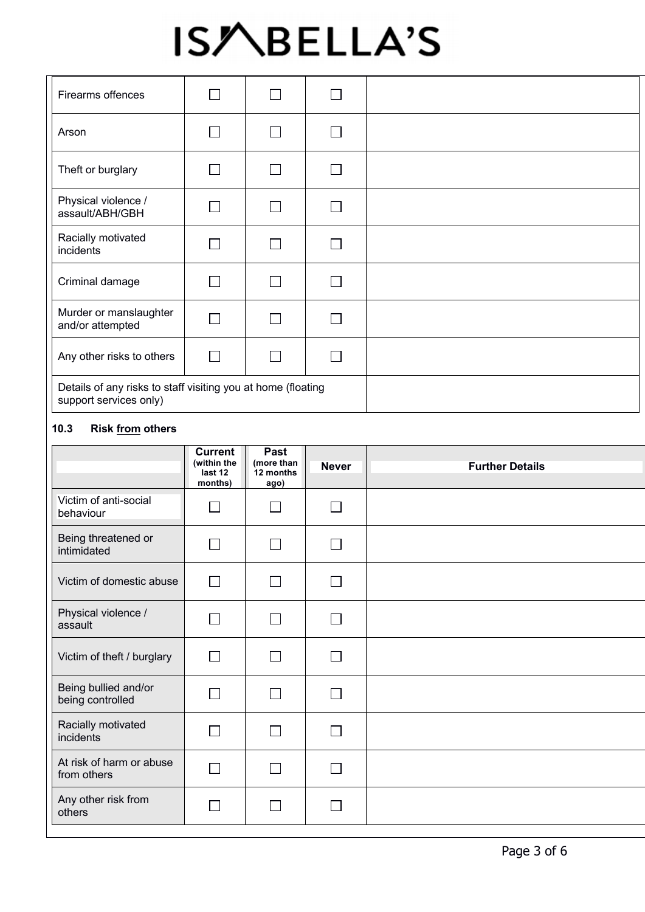| | | | | |
|---|---|---|---|---|
| Firearms offences | ☐ | ☐ | ☐ | |
| Arson | ☐ | ☐ | ☐ | |
| Theft or burglary | ☐ | ☐ | ☐ | |
| Physical violence / assault/ABH/GBH | ☐ | ☐ | ☐ | |
| Racially motivated incidents | ☐ | ☐ | ☐ | |
| Criminal damage | ☐ | ☐ | ☐ | |
| Murder or manslaughter and/or attempted | ☐ | ☐ | ☐ | |
| Any other risks to others | ☐ | ☐ | ☐ | |
| Details of any risks to staff visiting you at home (floating support services only) | | | | |

### 10.3 Risk <u>from</u> others

| | Current (within the last 12 months) | Past (more than 12 months ago) | Never | Further Details |
|---|---|---|---|---|
| Victim of anti-social behaviour | ☐ | ☐ | ☐ | |
| Being threatened or intimidated | ☐ | ☐ | ☐ | |
| Victim of domestic abuse | ☐ | ☐ | ☐ | |
| Physical violence / assault | ☐ | ☐ | ☐ | |
| Victim of theft / burglary | ☐ | ☐ | ☐ | |
| Being bullied and/or being controlled | ☐ | ☐ | ☐ | |
| Racially motivated incidents | ☐ | ☐ | ☐ | |
| At risk of harm or abuse from others | ☐ | ☐ | ☐ | |
| Any other risk from others | ☐ | ☐ | ☐ | |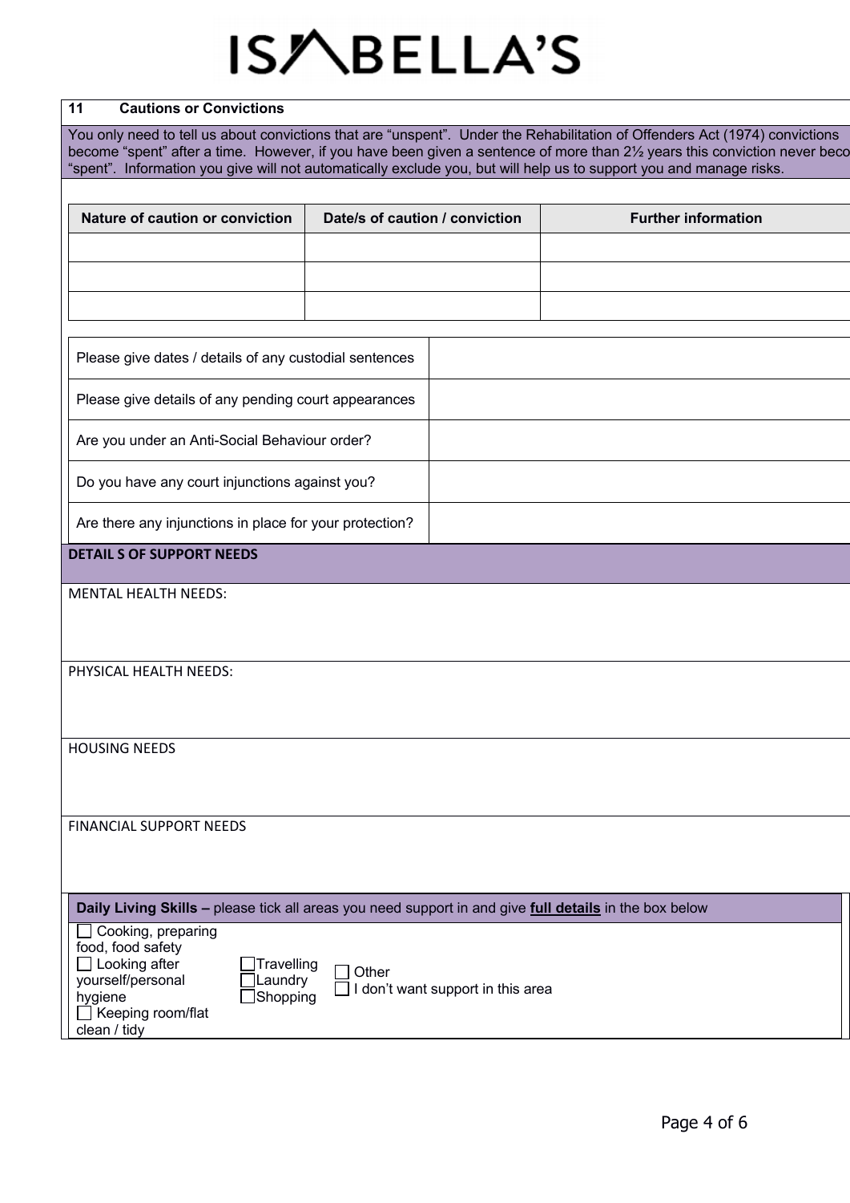# ISABELLA'S

## 11 Cautions or Convictions

You only need to tell us about convictions that are "unspent". Under the Rehabilitation of Offenders Act (1974) convictions become "spent" after a time. However, if you have been given a sentence of more than 2½ years this conviction never beco "spent". Information you give will not automatically exclude you, but will help us to support you and manage risks.

| Nature of caution or conviction | Date/s of caution / conviction | Further information |
|---|---|---|
| | | |
| | | |
| | | |

| | |
|---|---|
| Please give dates / details of any custodial sentences | |
| Please give details of any pending court appearances | |
| Are you under an Anti-Social Behaviour order? | |
| Do you have any court injunctions against you? | |
| Are there any injunctions in place for your protection? | |

## DETAIL S OF SUPPORT NEEDS

MENTAL HEALTH NEEDS:

PHYSICAL HEALTH NEEDS:

HOUSING NEEDS

FINANCIAL SUPPORT NEEDS

**Daily Living Skills –** please tick all areas you need support in and give **full details** in the box below

- ☐ Cooking, preparing food, food safety
- ☐ Looking after yourself/personal hygiene
- ☐ Keeping room/flat clean / tidy
- ☐ Travelling
- ☐ Laundry
- ☐ Shopping
- ☐ Other
- ☐ I don't want support in this area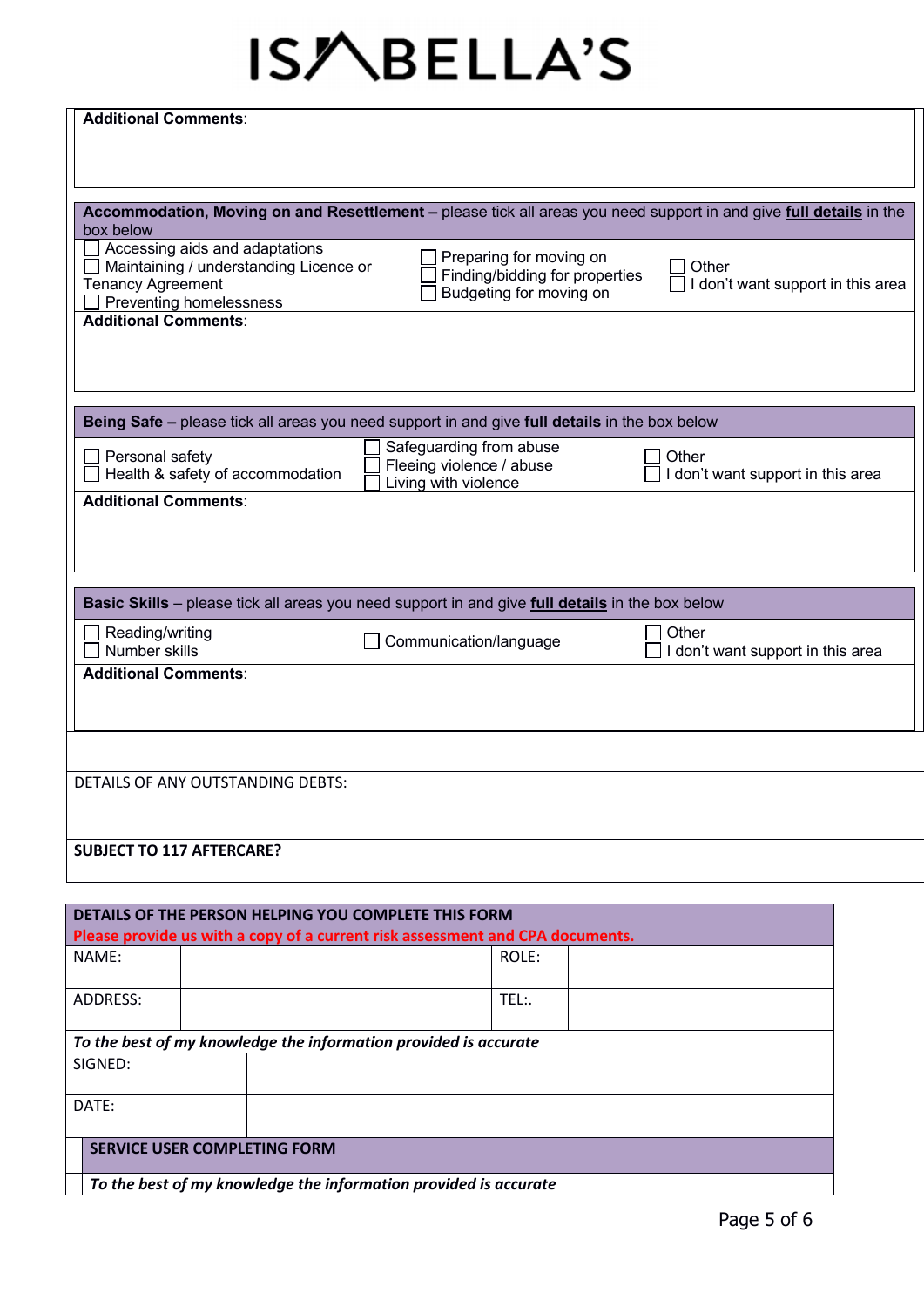ISABELLA'S

**Additional Comments**:

**Accommodation, Moving on and Resettlement –** please tick all areas you need support in and give **full details** in the box below

- ☐ Accessing aids and adaptations
- ☐ Maintaining / understanding Licence or Tenancy Agreement
- ☐ Preventing homelessness
- ☐ Preparing for moving on
- ☐ Finding/bidding for properties
- ☐ Budgeting for moving on
- ☐ Other
- ☐ I don't want support in this area

**Additional Comments**:

**Being Safe –** please tick all areas you need support in and give **full details** in the box below

- ☐ Personal safety
- ☐ Health & safety of accommodation
- ☐ Safeguarding from abuse
- ☐ Fleeing violence / abuse
- ☐ Living with violence
- ☐ Other
- ☐ I don't want support in this area

**Additional Comments**:

**Basic Skills** – please tick all areas you need support in and give **full details** in the box below

- ☐ Reading/writing
- ☐ Number skills
- ☐ Communication/language
- ☐ Other
- ☐ I don't want support in this area

**Additional Comments**:

DETAILS OF ANY OUTSTANDING DEBTS:

**SUBJECT TO 117 AFTERCARE?**

**DETAILS OF THE PERSON HELPING YOU COMPLETE THIS FORM**

**Please provide us with a copy of a current risk assessment and CPA documents.**

| NAME: | | ROLE: | |
|---|---|---|---|
| ADDRESS: | | TEL:. | |

***To the best of my knowledge the information provided is accurate***

| SIGNED: | |
|---|---|
| DATE: | |

**SERVICE USER COMPLETING FORM**

***To the best of my knowledge the information provided is accurate***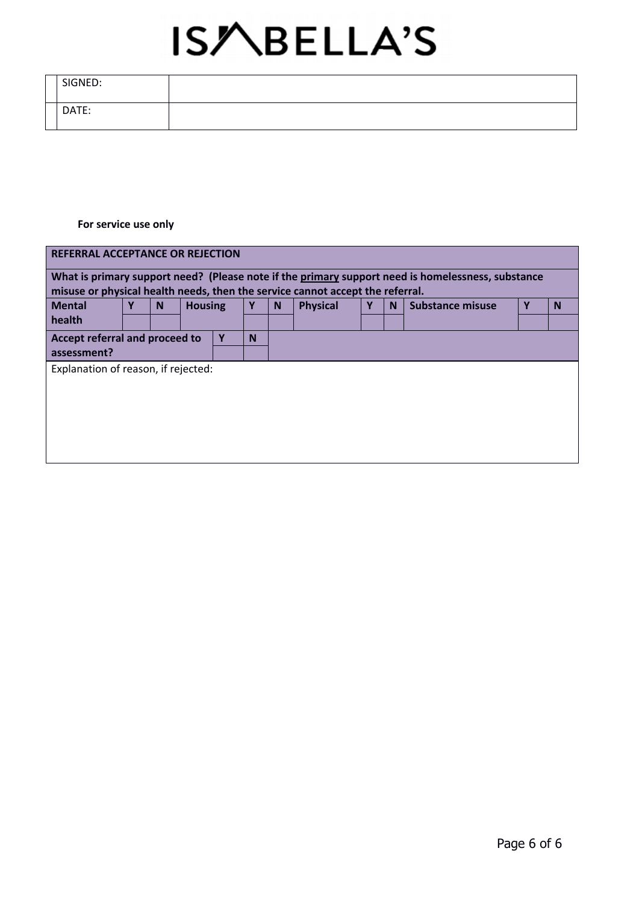| | | |
|---|---|---|
| | SIGNED: | |
| | DATE: | |

**For service use only**

| REFERRAL ACCEPTANCE OR REJECTION | | | | | | | | | | | |
|---|---|---|---|---|---|---|---|---|---|---|---|
| **What is primary support need? (Please note if the <u>primary</u> support need is homelessness, substance misuse or physical health needs, then the service cannot accept the referral.** | | | | | | | | | | | |
| **Mental health** | **Y** | **N** | **Housing** | **Y** | **N** | **Physical** | **Y** | **N** | **Substance misuse** | **Y** | **N** |
| | | | | | | | | | | | |
| **Accept referral and proceed to assessment?** | **Y** | **N** | | | | | | | | | |
| | | | | | | | | | | | |
| Explanation of reason, if rejected: | | | | | | | | | | | |